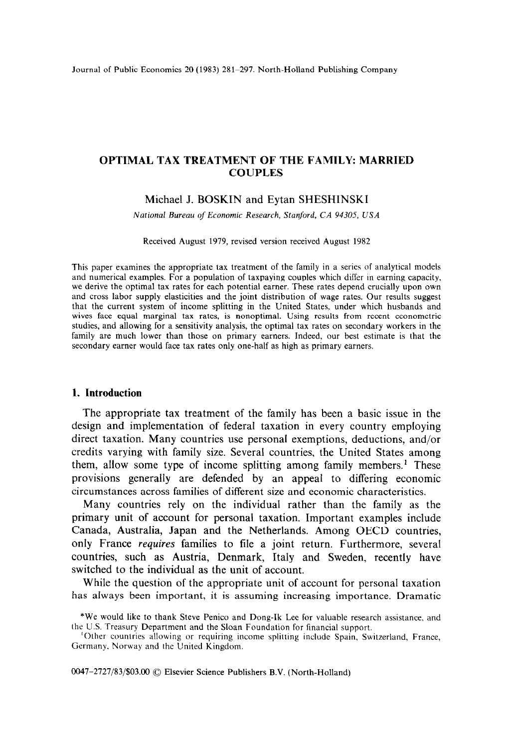# OPTIMAL TAX TREATMENT OF THE FAMILY: MARRIED COUPLES

Michael J. BOSKIN and Eytan SHESHINSKI

*National Bureau of Economic Research, Stanford, CA 94305, USA*

Received August 1979, revised version received August 1982

This paper examines the appropriate tax treatment of the family in a series of analytical models and numerical examples. For a population of taxpaying couples which differ in earning capacity, we derive the optimal tax rates for each potential earner. These rates depend crucially upon own and cross labor supply elasticities and the joint distribution of wage rates. Our results suggest that the current system of income splitting in the United States, under which husbands and wives face equal marginal tax rates, is nonoptimal. Using results from recent econometric studies, and allowing for a sensitivity analysis, the optimal tax rates on secondary workers in the family are much lower than those on primary earners. Indeed, our best estimate is that the secondary earner would face tax rates only one-half as high as primary earners.

## 1. Introduction

The appropriate tax treatment of the family has been a basic issue in the design and implementation of federal taxation in every country employing direct taxation. Many countries use personal exemptions, deductions, and/or credits varying with family size. Several countries, the United States among them, allow some type of income splitting among family members.[1] These provisions generally are defended by an appeal to differing economic circumstances across families of different size and economic characteristics.

Many countries rely on the individual rather than the family as the primary unit of account for personal taxation. Important examples include Canada, Australia, Japan and the Netherlands. Among OECD countries, only France *requires* families to file a joint return. Furthermore, several countries, such as Austria, Denmark, Italy and Sweden, recently have switched to the individual as the unit of account.

While the question of the appropriate unit of account for personal taxation has always been important, it is assuming increasing importance. Dramatic

*We would like to thank Steve Penico and Dong-Ik Lee for valuable research assistance, and the U.S. Treasury Department and the Sloan Foundation for financial support.

[1] Other countries allowing or requiring income splitting include Spain, Switzerland, France, Germany, Norway and the United Kingdom.

0047-2727/83/$03.00 © Elsevier Science Publishers B.V. (North-Holland)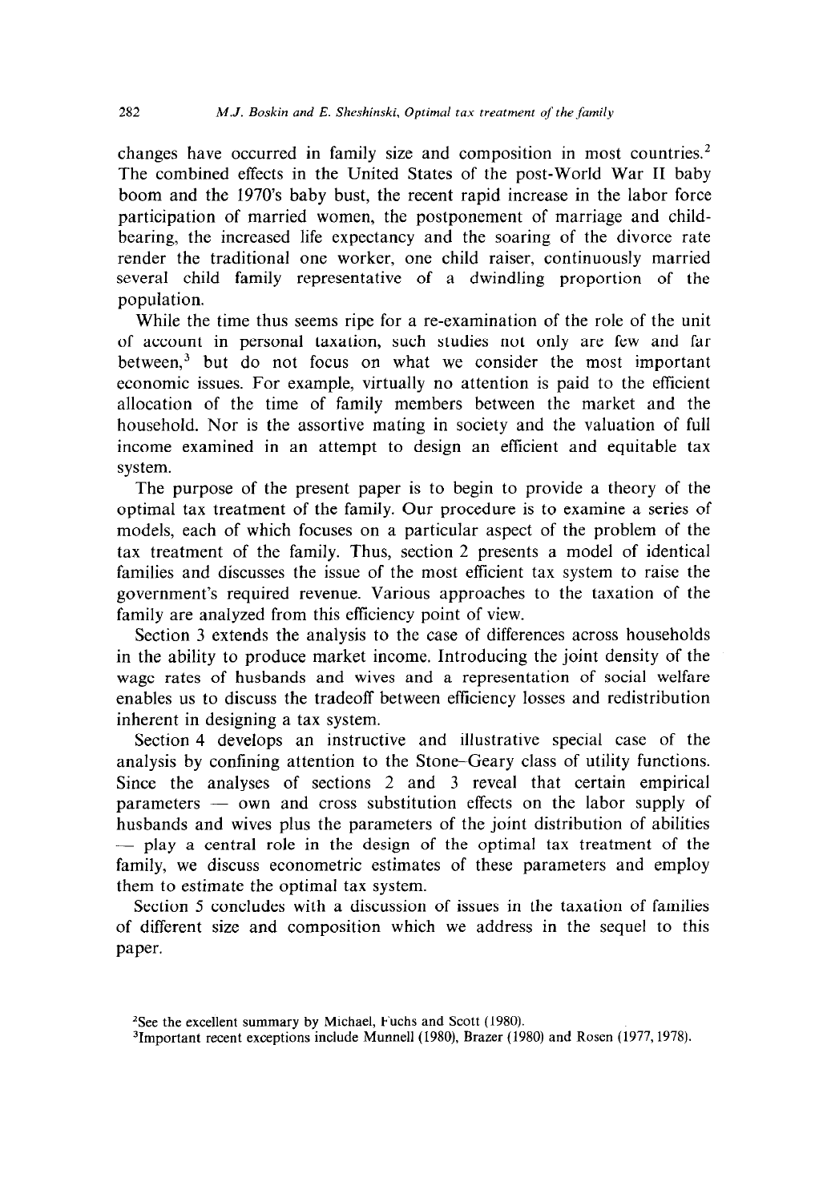changes have occurred in family size and composition in most countries.[2] The combined effects in the United States of the post-World War II baby boom and the 1970's baby bust, the recent rapid increase in the labor force participation of married women, the postponement of marriage and child-bearing, the increased life expectancy and the soaring of the divorce rate render the traditional one worker, one child raiser, continuously married several child family representative of a dwindling proportion of the population.

While the time thus seems ripe for a re-examination of the role of the unit of account in personal taxation, such studies not only are few and far between,[3] but do not focus on what we consider the most important economic issues. For example, virtually no attention is paid to the efficient allocation of the time of family members between the market and the household. Nor is the assortive mating in society and the valuation of full income examined in an attempt to design an efficient and equitable tax system.

The purpose of the present paper is to begin to provide a theory of the optimal tax treatment of the family. Our procedure is to examine a series of models, each of which focuses on a particular aspect of the problem of the tax treatment of the family. Thus, section 2 presents a model of identical families and discusses the issue of the most efficient tax system to raise the government's required revenue. Various approaches to the taxation of the family are analyzed from this efficiency point of view.

Section 3 extends the analysis to the case of differences across households in the ability to produce market income. Introducing the joint density of the wage rates of husbands and wives and a representation of social welfare enables us to discuss the tradeoff between efficiency losses and redistribution inherent in designing a tax system.

Section 4 develops an instructive and illustrative special case of the analysis by confining attention to the Stone–Geary class of utility functions. Since the analyses of sections 2 and 3 reveal that certain empirical parameters — own and cross substitution effects on the labor supply of husbands and wives plus the parameters of the joint distribution of abilities — play a central role in the design of the optimal tax treatment of the family, we discuss econometric estimates of these parameters and employ them to estimate the optimal tax system.

Section 5 concludes with a discussion of issues in the taxation of families of different size and composition which we address in the sequel to this paper.

[2] See the excellent summary by Michael, Fuchs and Scott (1980).

[3] Important recent exceptions include Munnell (1980), Brazer (1980) and Rosen (1977, 1978).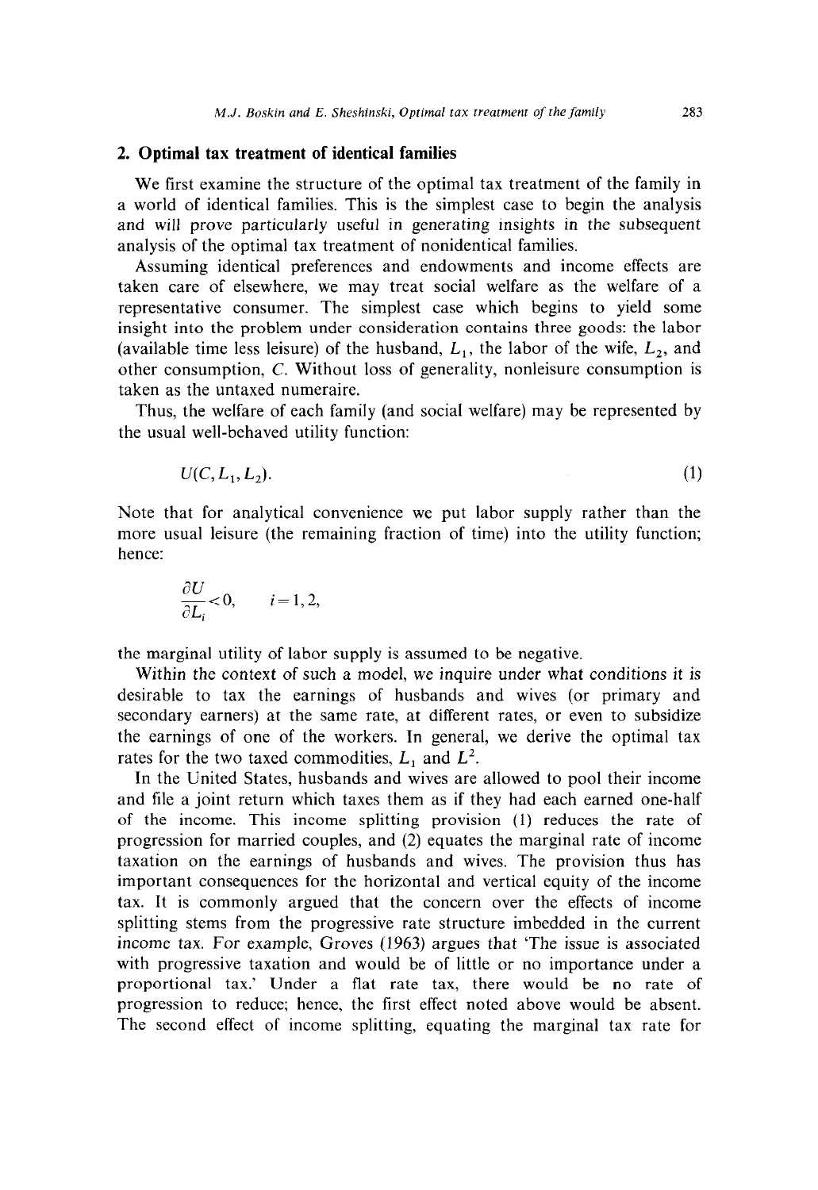## 2. Optimal tax treatment of identical families

We first examine the structure of the optimal tax treatment of the family in a world of identical families. This is the simplest case to begin the analysis and will prove particularly useful in generating insights in the subsequent analysis of the optimal tax treatment of nonidentical families.

Assuming identical preferences and endowments and income effects are taken care of elsewhere, we may treat social welfare as the welfare of a representative consumer. The simplest case which begins to yield some insight into the problem under consideration contains three goods: the labor (available time less leisure) of the husband, $L_1$, the labor of the wife, $L_2$, and other consumption, $C$. Without loss of generality, nonleisure consumption is taken as the untaxed numeraire.

Thus, the welfare of each family (and social welfare) may be represented by the usual well-behaved utility function:

$$U(C, L_1, L_2). \tag{1}$$

Note that for analytical convenience we put labor supply rather than the more usual leisure (the remaining fraction of time) into the utility function; hence:

$$\frac{\partial U}{\partial L_i} < 0, \qquad i = 1, 2,$$

the marginal utility of labor supply is assumed to be negative.

Within the context of such a model, we inquire under what conditions it is desirable to tax the earnings of husbands and wives (or primary and secondary earners) at the same rate, at different rates, or even to subsidize the earnings of one of the workers. In general, we derive the optimal tax rates for the two taxed commodities, $L_1$ and $L^2$.

In the United States, husbands and wives are allowed to pool their income and file a joint return which taxes them as if they had each earned one-half of the income. This income splitting provision (1) reduces the rate of progression for married couples, and (2) equates the marginal rate of income taxation on the earnings of husbands and wives. The provision thus has important consequences for the horizontal and vertical equity of the income tax. It is commonly argued that the concern over the effects of income splitting stems from the progressive rate structure imbedded in the current income tax. For example, Groves (1963) argues that 'The issue is associated with progressive taxation and would be of little or no importance under a proportional tax.' Under a flat rate tax, there would be no rate of progression to reduce; hence, the first effect noted above would be absent. The second effect of income splitting, equating the marginal tax rate for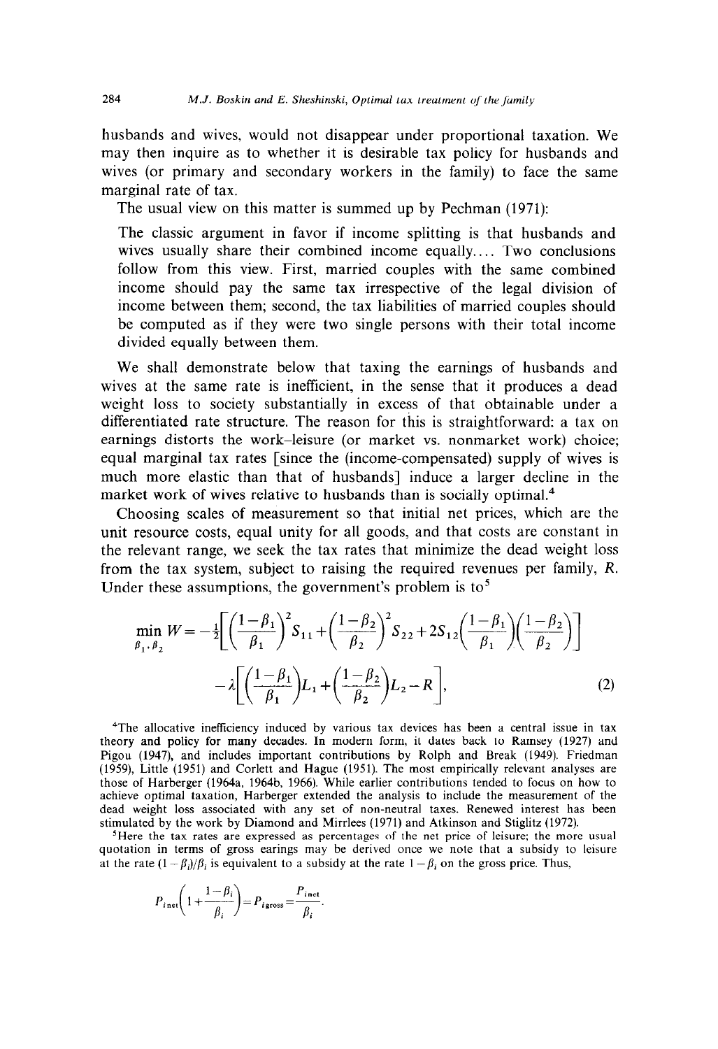husbands and wives, would not disappear under proportional taxation. We may then inquire as to whether it is desirable tax policy for husbands and wives (or primary and secondary workers in the family) to face the same marginal rate of tax.

The usual view on this matter is summed up by Pechman (1971):

> The classic argument in favor if income splitting is that husbands and wives usually share their combined income equally.... Two conclusions follow from this view. First, married couples with the same combined income should pay the same tax irrespective of the legal division of income between them; second, the tax liabilities of married couples should be computed as if they were two single persons with their total income divided equally between them.

We shall demonstrate below that taxing the earnings of husbands and wives at the same rate is inefficient, in the sense that it produces a dead weight loss to society substantially in excess of that obtainable under a differentiated rate structure. The reason for this is straightforward: a tax on earnings distorts the work–leisure (or market vs. nonmarket work) choice; equal marginal tax rates [since the (income-compensated) supply of wives is much more elastic than that of husbands] induce a larger decline in the market work of wives relative to husbands than is socially optimal.[4]

Choosing scales of measurement so that initial net prices, which are the unit resource costs, equal unity for all goods, and that costs are constant in the relevant range, we seek the tax rates that minimize the dead weight loss from the tax system, subject to raising the required revenues per family, $R$. Under these assumptions, the government's problem is to[5]

$$\min_{\beta_1,\beta_2} W = -\tfrac{1}{2}\left[\left(\frac{1-\beta_1}{\beta_1}\right)^2 S_{11} + \left(\frac{1-\beta_2}{\beta_2}\right)^2 S_{22} + 2S_{12}\left(\frac{1-\beta_1}{\beta_1}\right)\left(\frac{1-\beta_2}{\beta_2}\right)\right] - \lambda\left[\left(\frac{1-\beta_1}{\beta_1}\right)L_1 + \left(\frac{1-\beta_2}{\beta_2}\right)L_2 - R\right], \tag{2}$$

[4]The allocative inefficiency induced by various tax devices has been a central issue in tax theory and policy for many decades. In modern form, it dates back to Ramsey (1927) and Pigou (1947), and includes important contributions by Rolph and Break (1949), Friedman (1959), Little (1951) and Corlett and Hague (1951). The most empirically relevant analyses are those of Harberger (1964a, 1964b, 1966). While earlier contributions tended to focus on how to achieve optimal taxation, Harberger extended the analysis to include the measurement of the dead weight loss associated with any set of non-neutral taxes. Renewed interest has been stimulated by the work by Diamond and Mirrlees (1971) and Atkinson and Stiglitz (1972).

[5]Here the tax rates are expressed as percentages of the net price of leisure; the more usual quotation in terms of gross earings may be derived once we note that a subsidy to leisure at the rate $(1-\beta_i)/\beta_i$ is equivalent to a subsidy at the rate $1-\beta_i$ on the gross price. Thus,

$$P_{i\,\text{net}}\left(1+\frac{1-\beta_i}{\beta_i}\right) = P_{i\,\text{gross}} = \frac{P_{i\,\text{net}}}{\beta_i}.$$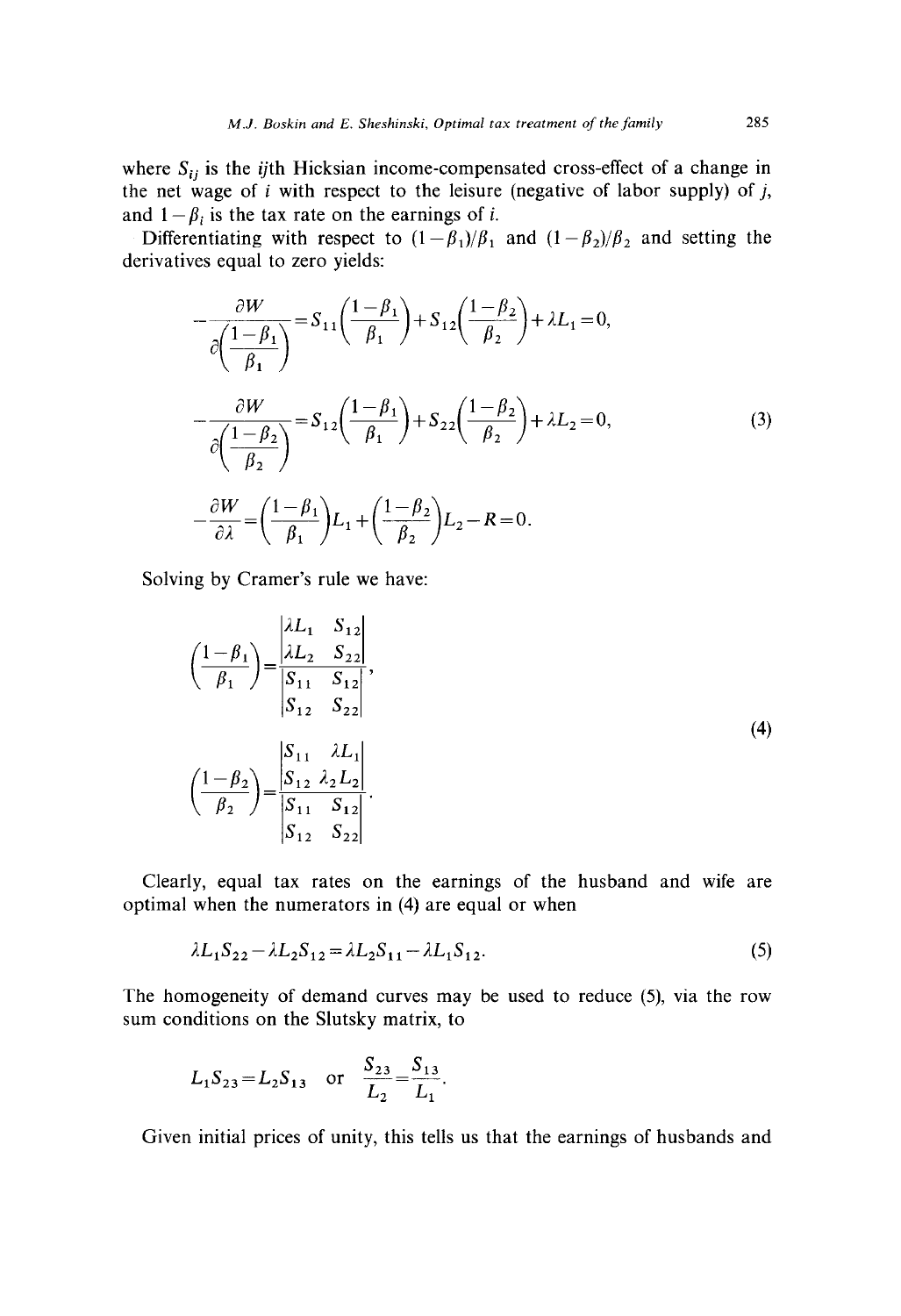where $S_{ij}$ is the $ij$th Hicksian income-compensated cross-effect of a change in the net wage of $i$ with respect to the leisure (negative of labor supply) of $j$, and $1-\beta_i$ is the tax rate on the earnings of $i$.

Differentiating with respect to $(1-\beta_1)/\beta_1$ and $(1-\beta_2)/\beta_2$ and setting the derivatives equal to zero yields:

$$-\frac{\partial W}{\partial\left(\frac{1-\beta_1}{\beta_1}\right)}=S_{11}\left(\frac{1-\beta_1}{\beta_1}\right)+S_{12}\left(\frac{1-\beta_2}{\beta_2}\right)+\lambda L_1=0,$$

$$-\frac{\partial W}{\partial\left(\frac{1-\beta_2}{\beta_2}\right)}=S_{12}\left(\frac{1-\beta_1}{\beta_1}\right)+S_{22}\left(\frac{1-\beta_2}{\beta_2}\right)+\lambda L_2=0, \tag{3}$$

$$-\frac{\partial W}{\partial \lambda}=\left(\frac{1-\beta_1}{\beta_1}\right)L_1+\left(\frac{1-\beta_2}{\beta_2}\right)L_2-R=0.$$

Solving by Cramer's rule we have:

$$\left(\frac{1-\beta_1}{\beta_1}\right)=\frac{\begin{vmatrix}\lambda L_1 & S_{12}\\ \lambda L_2 & S_{22}\end{vmatrix}}{\begin{vmatrix}S_{11} & S_{12}\\ S_{12} & S_{22}\end{vmatrix}},$$

$$\left(\frac{1-\beta_2}{\beta_2}\right)=\frac{\begin{vmatrix}S_{11} & \lambda L_1\\ S_{12} & \lambda_2 L_2\end{vmatrix}}{\begin{vmatrix}S_{11} & S_{12}\\ S_{12} & S_{22}\end{vmatrix}}. \tag{4}$$

Clearly, equal tax rates on the earnings of the husband and wife are optimal when the numerators in (4) are equal or when

$$\lambda L_1 S_{22}-\lambda L_2 S_{12}=\lambda L_2 S_{11}-\lambda L_1 S_{12}. \tag{5}$$

The homogeneity of demand curves may be used to reduce (5), via the row sum conditions on the Slutsky matrix, to

$$L_1 S_{23}=L_2 S_{13} \quad \text{or} \quad \frac{S_{23}}{L_2}=\frac{S_{13}}{L_1}.$$

Given initial prices of unity, this tells us that the earnings of husbands and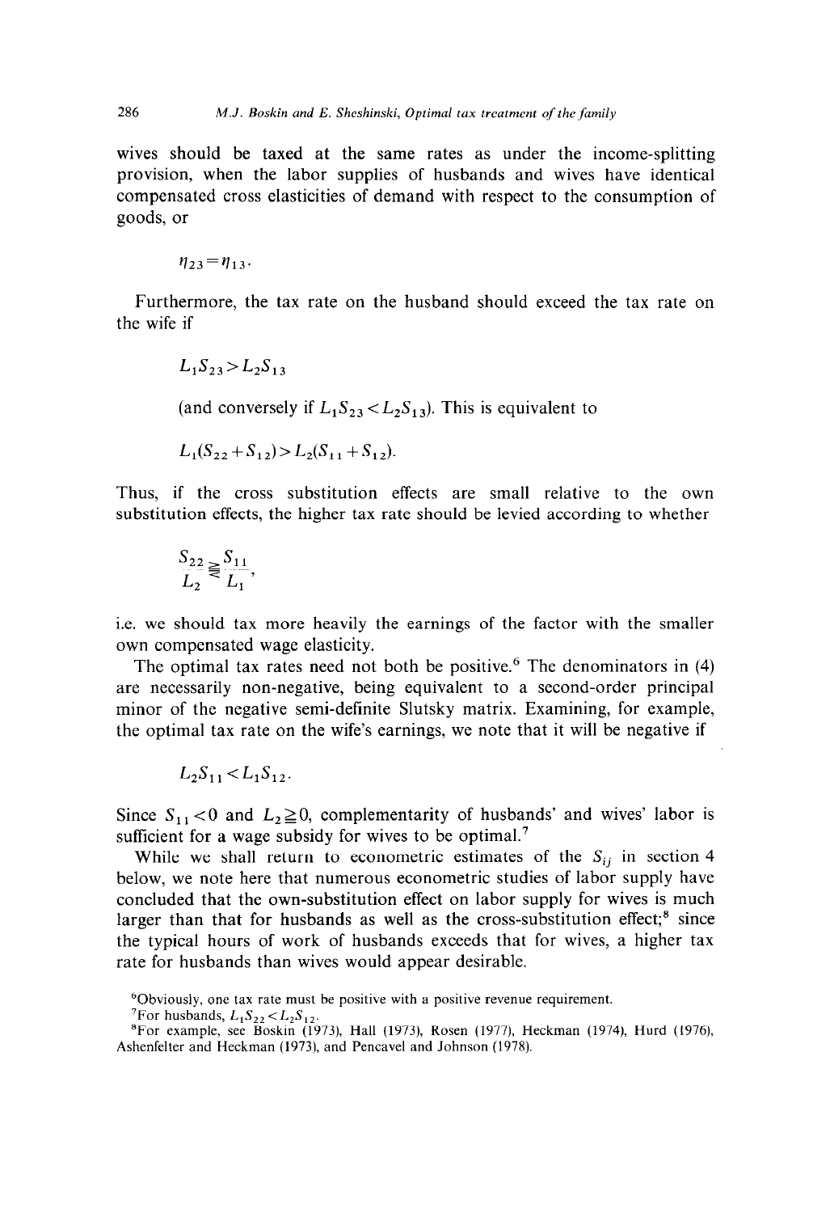wives should be taxed at the same rates as under the income-splitting provision, when the labor supplies of husbands and wives have identical compensated cross elasticities of demand with respect to the consumption of goods, or

$$\eta_{23} = \eta_{13}.$$

Furthermore, the tax rate on the husband should exceed the tax rate on the wife if

$$L_1 S_{23} > L_2 S_{13}$$

(and conversely if $L_1 S_{23} < L_2 S_{13}$). This is equivalent to

$$L_1(S_{22} + S_{12}) > L_2(S_{11} + S_{12}).$$

Thus, if the cross substitution effects are small relative to the own substitution effects, the higher tax rate should be levied according to whether

$$\frac{S_{22}}{L_2} \gtreqless \frac{S_{11}}{L_1},$$

i.e. we should tax more heavily the earnings of the factor with the smaller own compensated wage elasticity.

The optimal tax rates need not both be positive.[6] The denominators in (4) are necessarily non-negative, being equivalent to a second-order principal minor of the negative semi-definite Slutsky matrix. Examining, for example, the optimal tax rate on the wife's earnings, we note that it will be negative if

$$L_2 S_{11} < L_1 S_{12}.$$

Since $S_{11} < 0$ and $L_2 \geqq 0$, complementarity of husbands' and wives' labor is sufficient for a wage subsidy for wives to be optimal.[7]

While we shall return to econometric estimates of the $S_{ij}$ in section 4 below, we note here that numerous econometric studies of labor supply have concluded that the own-substitution effect on labor supply for wives is much larger than that for husbands as well as the cross-substitution effect;[8] since the typical hours of work of husbands exceeds that for wives, a higher tax rate for husbands than wives would appear desirable.

[6] Obviously, one tax rate must be positive with a positive revenue requirement.

[7] For husbands, $L_1 S_{22} < L_2 S_{12}$.

[8] For example, see Boskin (1973), Hall (1973), Rosen (1977), Heckman (1974), Hurd (1976), Ashenfelter and Heckman (1973), and Pencavel and Johnson (1978).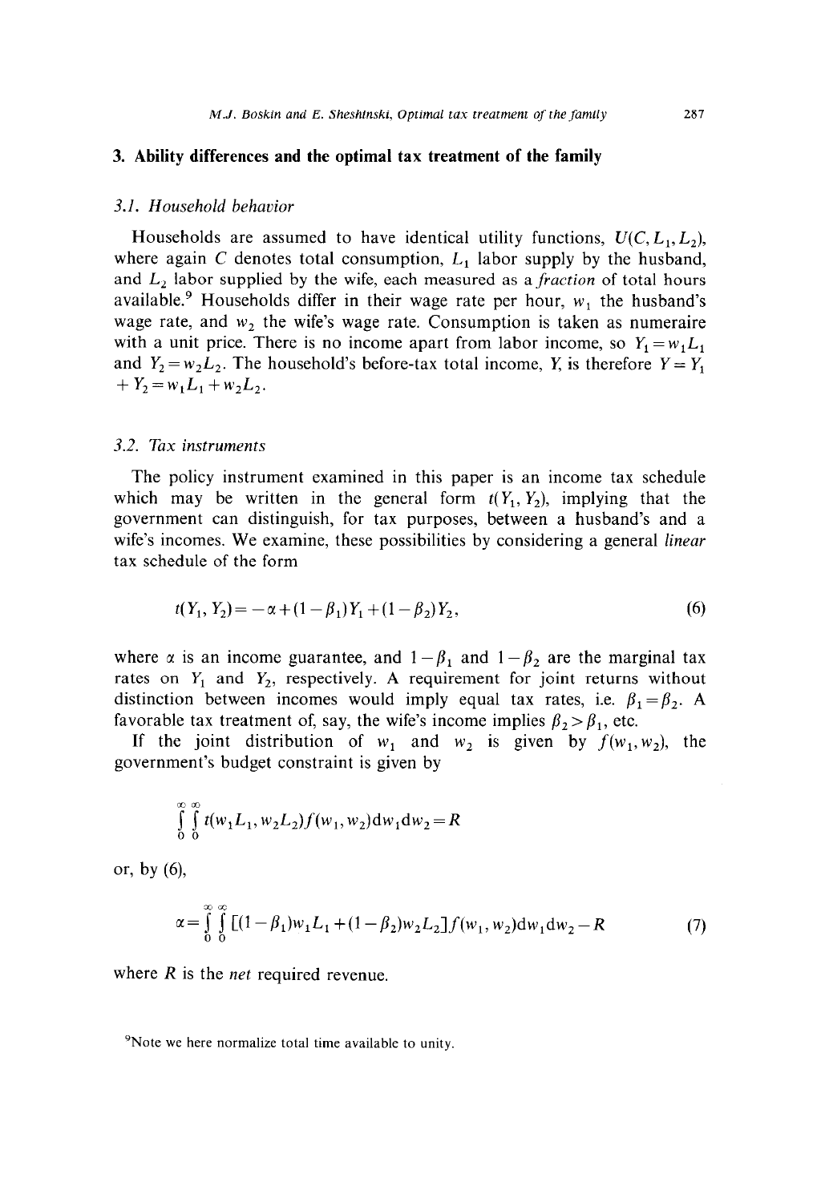## 3. Ability differences and the optimal tax treatment of the family

### 3.1. *Household behavior*

Households are assumed to have identical utility functions, $U(C, L_1, L_2)$, where again $C$ denotes total consumption, $L_1$ labor supply by the husband, and $L_2$ labor supplied by the wife, each measured as a *fraction* of total hours available.[9] Households differ in their wage rate per hour, $w_1$ the husband's wage rate, and $w_2$ the wife's wage rate. Consumption is taken as numeraire with a unit price. There is no income apart from labor income, so $Y_1 = w_1 L_1$ and $Y_2 = w_2 L_2$. The household's before-tax total income, $Y$, is therefore $Y = Y_1 + Y_2 = w_1 L_1 + w_2 L_2$.

### 3.2. *Tax instruments*

The policy instrument examined in this paper is an income tax schedule which may be written in the general form $t(Y_1, Y_2)$, implying that the government can distinguish, for tax purposes, between a husband's and a wife's incomes. We examine, these possibilities by considering a general *linear* tax schedule of the form

$$t(Y_1, Y_2) = -\alpha + (1-\beta_1)Y_1 + (1-\beta_2)Y_2, \tag{6}$$

where $\alpha$ is an income guarantee, and $1-\beta_1$ and $1-\beta_2$ are the marginal tax rates on $Y_1$ and $Y_2$, respectively. A requirement for joint returns without distinction between incomes would imply equal tax rates, i.e. $\beta_1 = \beta_2$. A favorable tax treatment of, say, the wife's income implies $\beta_2 > \beta_1$, etc.

If the joint distribution of $w_1$ and $w_2$ is given by $f(w_1, w_2)$, the government's budget constraint is given by

$$\int_0^\infty \int_0^\infty t(w_1 L_1, w_2 L_2) f(w_1, w_2) \mathrm{d}w_1 \mathrm{d}w_2 = R$$

or, by (6),

$$\alpha = \int_0^\infty \int_0^\infty [(1-\beta_1)w_1 L_1 + (1-\beta_2)w_2 L_2] f(w_1, w_2) \mathrm{d}w_1 \mathrm{d}w_2 - R \tag{7}$$

where $R$ is the *net* required revenue.

[9] Note we here normalize total time available to unity.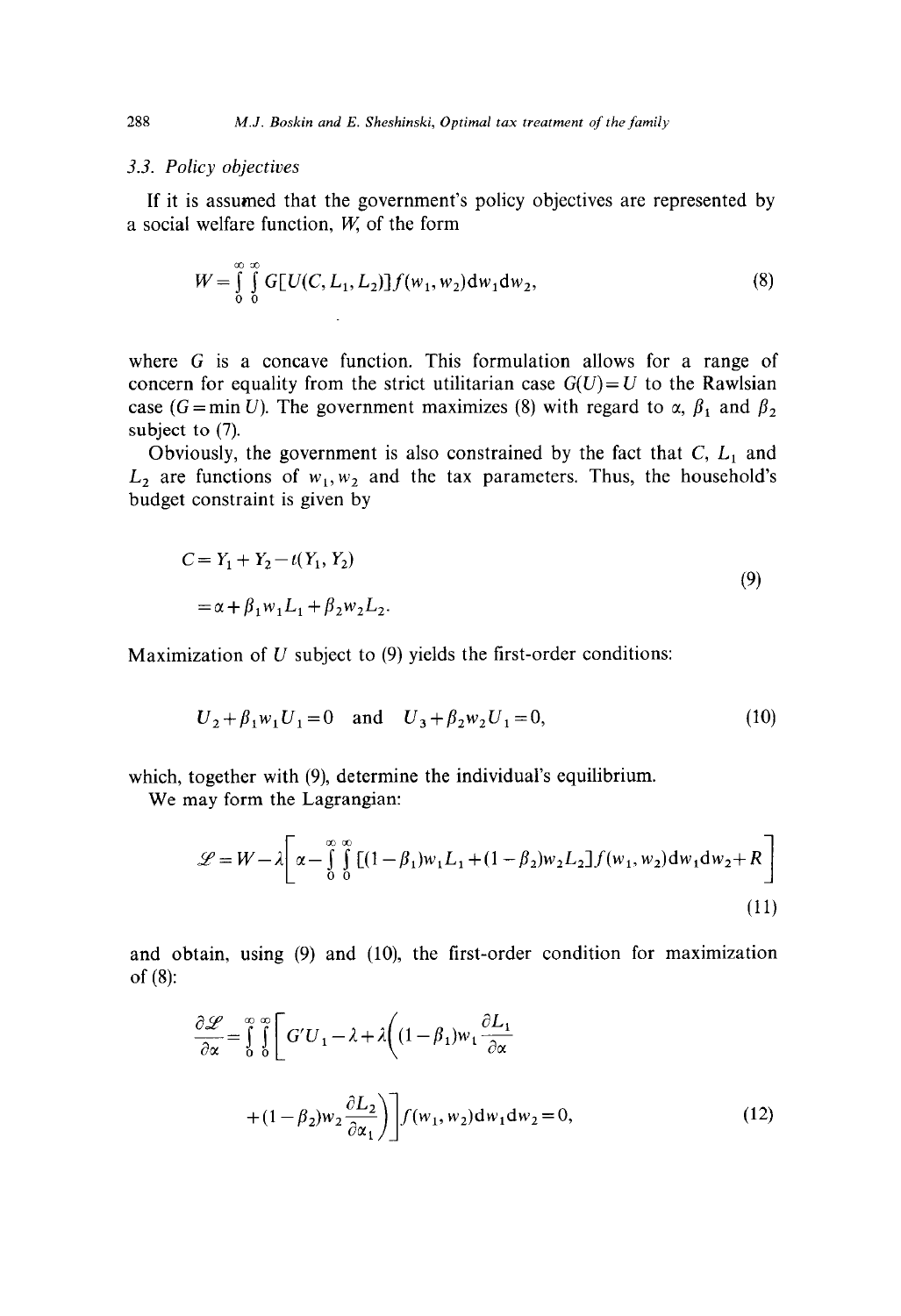### 3.3. Policy objectives

If it is assumed that the government's policy objectives are represented by a social welfare function, $W$, of the form

$$W = \int_0^\infty \int_0^\infty G[U(C, L_1, L_2)] f(w_1, w_2) \mathrm{d}w_1 \mathrm{d}w_2, \tag{8}$$

where $G$ is a concave function. This formulation allows for a range of concern for equality from the strict utilitarian case $G(U) = U$ to the Rawlsian case ($G = \min U$). The government maximizes (8) with regard to $\alpha$, $\beta_1$ and $\beta_2$ subject to (7).

Obviously, the government is also constrained by the fact that $C$, $L_1$ and $L_2$ are functions of $w_1, w_2$ and the tax parameters. Thus, the household's budget constraint is given by

$$\begin{aligned} C &= Y_1 + Y_2 - t(Y_1, Y_2) \\ &= \alpha + \beta_1 w_1 L_1 + \beta_2 w_2 L_2. \end{aligned} \tag{9}$$

Maximization of $U$ subject to (9) yields the first-order conditions:

$$U_2 + \beta_1 w_1 U_1 = 0 \quad \text{and} \quad U_3 + \beta_2 w_2 U_1 = 0, \tag{10}$$

which, together with (9), determine the individual's equilibrium.

We may form the Lagrangian:

$$\mathscr{L} = W - \lambda \left[ \alpha - \int_0^\infty \int_0^\infty [(1-\beta_1) w_1 L_1 + (1-\beta_2) w_2 L_2] f(w_1, w_2) \mathrm{d}w_1 \mathrm{d}w_2 + R \right] \tag{11}$$

and obtain, using (9) and (10), the first-order condition for maximization of (8):

$$\frac{\partial \mathscr{L}}{\partial \alpha} = \int_0^\infty \int_0^\infty \left[ G' U_1 - \lambda + \lambda \left( (1-\beta_1) w_1 \frac{\partial L_1}{\partial \alpha} + (1-\beta_2) w_2 \frac{\partial L_2}{\partial \alpha_1} \right) \right] f(w_1, w_2) \mathrm{d}w_1 \mathrm{d}w_2 = 0, \tag{12}$$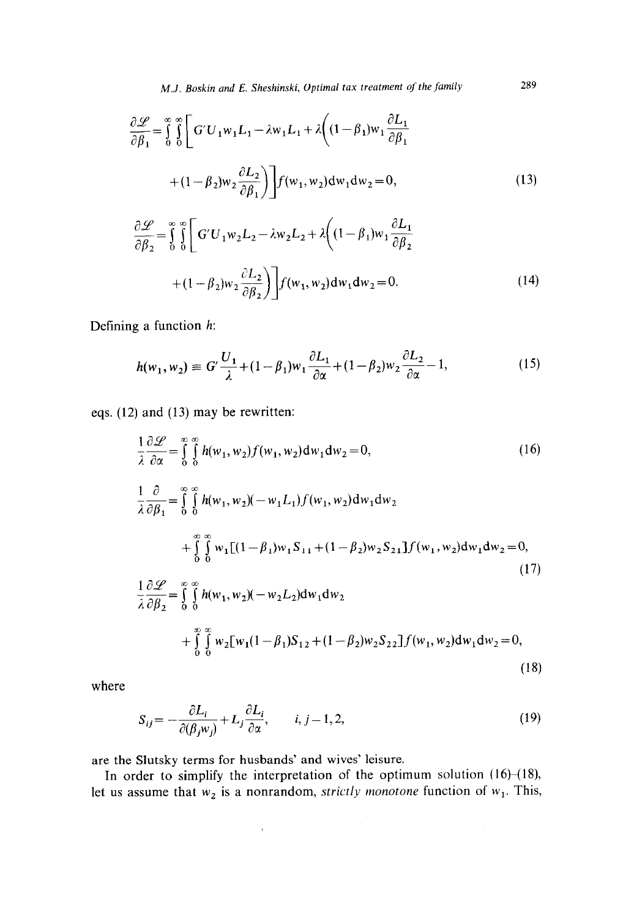$$\frac{\partial \mathscr{L}}{\partial \beta_1}=\int_0^\infty\int_0^\infty\left[G'U_1w_1L_1-\lambda w_1L_1+\lambda\left((1-\beta_1)w_1\frac{\partial L_1}{\partial \beta_1}\right.\right.$$
$$\left.\left.+(1-\beta_2)w_2\frac{\partial L_2}{\partial \beta_1}\right)\right]f(w_1,w_2)\mathrm{d}w_1\mathrm{d}w_2=0, \tag{13}$$

$$\frac{\partial \mathscr{L}}{\partial \beta_2}=\int_0^\infty\int_0^\infty\left[G'U_1w_2L_2-\lambda w_2L_2+\lambda\left((1-\beta_1)w_1\frac{\partial L_1}{\partial \beta_2}\right.\right.$$
$$\left.\left.+(1-\beta_2)w_2\frac{\partial L_2}{\partial \beta_2}\right)\right]f(w_1,w_2)\mathrm{d}w_1\mathrm{d}w_2=0. \tag{14}$$

Defining a function $h$:

$$h(w_1,w_2)\equiv G'\frac{U_1}{\lambda}+(1-\beta_1)w_1\frac{\partial L_1}{\partial \alpha}+(1-\beta_2)w_2\frac{\partial L_2}{\partial \alpha}-1, \tag{15}$$

eqs. (12) and (13) may be rewritten:

$$\frac{1}{\lambda}\frac{\partial \mathscr{L}}{\partial \alpha}=\int_0^\infty\int_0^\infty h(w_1,w_2)f(w_1,w_2)\mathrm{d}w_1\mathrm{d}w_2=0, \tag{16}$$

$$\frac{1}{\lambda}\frac{\partial}{\partial \beta_1}=\int_0^\infty\int_0^\infty h(w_1,w_2)(-w_1L_1)f(w_1,w_2)\mathrm{d}w_1\mathrm{d}w_2$$
$$+\int_0^\infty\int_0^\infty w_1[(1-\beta_1)w_1S_{11}+(1-\beta_2)w_2S_{21}]f(w_1,w_2)\mathrm{d}w_1\mathrm{d}w_2=0, \tag{17}$$

$$\frac{1}{\lambda}\frac{\partial \mathscr{L}}{\partial \beta_2}=\int_0^\infty\int_0^\infty h(w_1,w_2)(-w_2L_2)\mathrm{d}w_1\mathrm{d}w_2$$
$$+\int_0^\infty\int_0^\infty w_2[w_1(1-\beta_1)S_{12}+(1-\beta_2)w_2S_{22}]f(w_1,w_2)\mathrm{d}w_1\mathrm{d}w_2=0, \tag{18}$$

where

$$S_{ij}=-\frac{\partial L_i}{\partial(\beta_j w_j)}+L_j\frac{\partial L_i}{\partial \alpha}, \qquad i,j=1,2, \tag{19}$$

are the Slutsky terms for husbands' and wives' leisure.

In order to simplify the interpretation of the optimum solution (16)–(18), let us assume that $w_2$ is a nonrandom, *strictly monotone* function of $w_1$. This,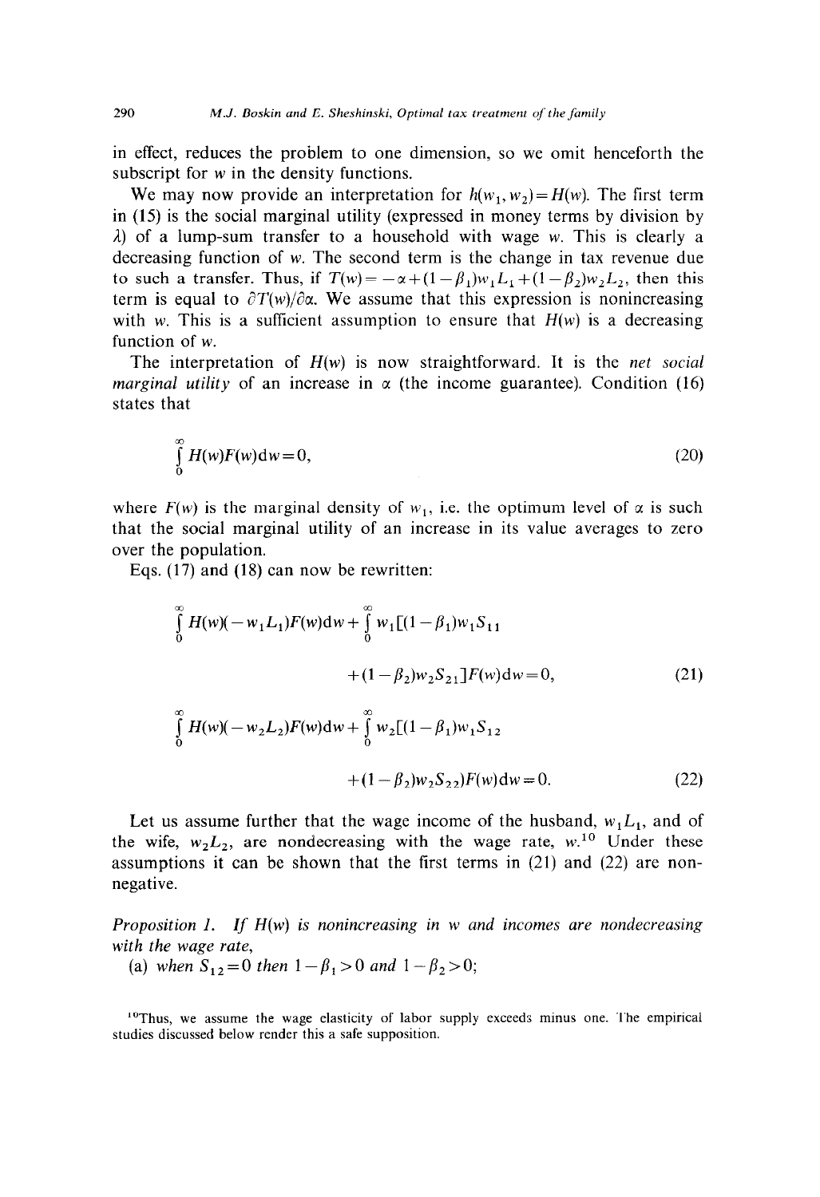in effect, reduces the problem to one dimension, so we omit henceforth the subscript for $w$ in the density functions.

We may now provide an interpretation for $h(w_1, w_2) = H(w)$. The first term in (15) is the social marginal utility (expressed in money terms by division by $\lambda$) of a lump-sum transfer to a household with wage $w$. This is clearly a decreasing function of $w$. The second term is the change in tax revenue due to such a transfer. Thus, if $T(w) = -\alpha + (1-\beta_1)w_1L_1 + (1-\beta_2)w_2L_2$, then this term is equal to $\partial T(w)/\partial\alpha$. We assume that this expression is nonincreasing with $w$. This is a sufficient assumption to ensure that $H(w)$ is a decreasing function of $w$.

The interpretation of $H(w)$ is now straightforward. It is the *net social marginal utility* of an increase in $\alpha$ (the income guarantee). Condition (16) states that

$$\int_0^\infty H(w)F(w)\mathrm{d}w = 0, \tag{20}$$

where $F(w)$ is the marginal density of $w_1$, i.e. the optimum level of $\alpha$ is such that the social marginal utility of an increase in its value averages to zero over the population.

Eqs. (17) and (18) can now be rewritten:

$$\int_0^\infty H(w)(-w_1L_1)F(w)\mathrm{d}w + \int_0^\infty w_1[(1-\beta_1)w_1S_{11} + (1-\beta_2)w_2S_{21}]F(w)\mathrm{d}w = 0, \tag{21}$$

$$\int_0^\infty H(w)(-w_2L_2)F(w)\mathrm{d}w + \int_0^\infty w_2[(1-\beta_1)w_1S_{12} + (1-\beta_2)w_2S_{22})F(w)\mathrm{d}w = 0. \tag{22}$$

Let us assume further that the wage income of the husband, $w_1L_1$, and of the wife, $w_2L_2$, are nondecreasing with the wage rate, $w$.[10] Under these assumptions it can be shown that the first terms in (21) and (22) are nonnegative.

*Proposition 1. If $H(w)$ is nonincreasing in $w$ and incomes are nondecreasing with the wage rate,*

(a) *when $S_{12} = 0$ then $1-\beta_1 > 0$ and $1-\beta_2 > 0$;*

[10] Thus, we assume the wage elasticity of labor supply exceeds minus one. The empirical studies discussed below render this a safe supposition.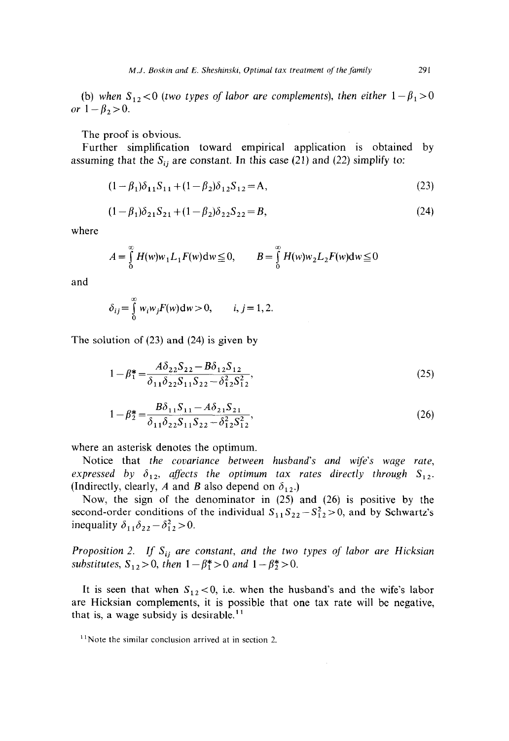(b) *when* $S_{12}<0$ *(two types of labor are complements), then either* $1-\beta_1>0$ *or* $1-\beta_2>0$.

The proof is obvious.

Further simplification toward empirical application is obtained by assuming that the $S_{ij}$ are constant. In this case (21) and (22) simplify to:

$$(1-\beta_1)\delta_{11}S_{11}+(1-\beta_2)\delta_{12}S_{12}=A, \tag{23}$$

$$(1-\beta_1)\delta_{21}S_{21}+(1-\beta_2)\delta_{22}S_{22}=B, \tag{24}$$

where

$$A=\int_0^\infty H(w)w_1L_1F(w)\mathrm{d}w\leqq 0, \qquad B=\int_0^\infty H(w)w_2L_2F(w)\mathrm{d}w\leqq 0$$

and

$$\delta_{ij}=\int_0^\infty w_iw_jF(w)\mathrm{d}w>0, \qquad i,j=1,2.$$

The solution of (23) and (24) is given by

$$1-\beta_1^*=\frac{A\delta_{22}S_{22}-B\delta_{12}S_{12}}{\delta_{11}\delta_{22}S_{11}S_{22}-\delta_{12}^2S_{12}^2}, \tag{25}$$

$$1-\beta_2^*=\frac{B\delta_{11}S_{11}-A\delta_{21}S_{21}}{\delta_{11}\delta_{22}S_{11}S_{22}-\delta_{12}^2S_{12}^2}, \tag{26}$$

where an asterisk denotes the optimum.

Notice that *the covariance between husband's and wife's wage rate, expressed by* $\delta_{12}$, *affects the optimum tax rates directly through* $S_{12}$. (Indirectly, clearly, $A$ and $B$ also depend on $\delta_{12}$.)

Now, the sign of the denominator in (25) and (26) is positive by the second-order conditions of the individual $S_{11}S_{22}-S_{12}^2>0$, and by Schwartz's inequality $\delta_{11}\delta_{22}-\delta_{12}^2>0$.

*Proposition 2. If* $S_{ij}$ *are constant, and the two types of labor are Hicksian substitutes,* $S_{12}>0$, *then* $1-\beta_1^*>0$ *and* $1-\beta_2^*>0$.

It is seen that when $S_{12}<0$, i.e. when the husband's and the wife's labor are Hicksian complements, it is possible that one tax rate will be negative, that is, a wage subsidy is desirable.[11]

[11] Note the similar conclusion arrived at in section 2.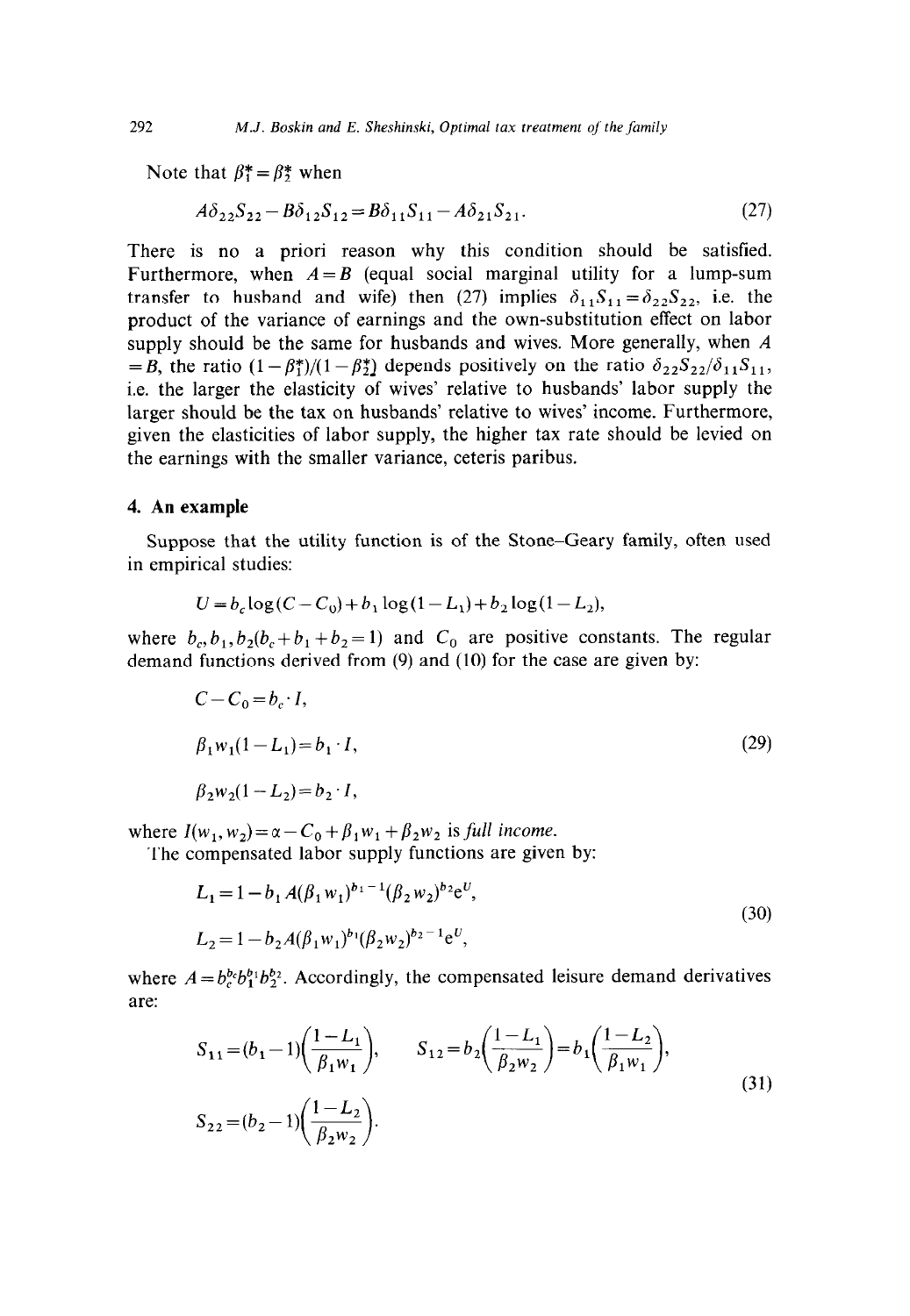Note that $\beta_1^* = \beta_2^*$ when

$$A\delta_{22}S_{22} - B\delta_{12}S_{12} = B\delta_{11}S_{11} - A\delta_{21}S_{21}. \tag{27}$$

There is no a priori reason why this condition should be satisfied. Furthermore, when $A = B$ (equal social marginal utility for a lump-sum transfer to husband and wife) then (27) implies $\delta_{11}S_{11} = \delta_{22}S_{22}$, i.e. the product of the variance of earnings and the own-substitution effect on labor supply should be the same for husbands and wives. More generally, when $A = B$, the ratio $(1-\beta_1^*)/(1-\beta_2^*)$ depends positively on the ratio $\delta_{22}S_{22}/\delta_{11}S_{11}$, i.e. the larger the elasticity of wives' relative to husbands' labor supply the larger should be the tax on husbands' relative to wives' income. Furthermore, given the elasticities of labor supply, the higher tax rate should be levied on the earnings with the smaller variance, ceteris paribus.

## 4. An example

Suppose that the utility function is of the Stone–Geary family, often used in empirical studies:

$$U = b_c \log(C - C_0) + b_1 \log(1 - L_1) + b_2 \log(1 - L_2),$$

where $b_c, b_1, b_2 (b_c + b_1 + b_2 = 1)$ and $C_0$ are positive constants. The regular demand functions derived from (9) and (10) for the case are given by:

$$\begin{aligned} C - C_0 &= b_c \cdot I, \\ \beta_1 w_1 (1 - L_1) &= b_1 \cdot I, \\ \beta_2 w_2 (1 - L_2) &= b_2 \cdot I, \end{aligned} \tag{29}$$

where $I(w_1, w_2) = \alpha - C_0 + \beta_1 w_1 + \beta_2 w_2$ is *full income*.

The compensated labor supply functions are given by:

$$\begin{aligned} L_1 &= 1 - b_1 A (\beta_1 w_1)^{b_1 - 1} (\beta_2 w_2)^{b_2} e^U, \\ L_2 &= 1 - b_2 A (\beta_1 w_1)^{b_1} (\beta_2 w_2)^{b_2 - 1} e^U, \end{aligned} \tag{30}$$

where $A = b_c^{b_c} b_1^{b_1} b_2^{b_2}$. Accordingly, the compensated leisure demand derivatives are:

$$\begin{aligned} S_{11} &= (b_1 - 1)\left(\frac{1 - L_1}{\beta_1 w_1}\right), \qquad S_{12} = b_2 \left(\frac{1 - L_1}{\beta_2 w_2}\right) = b_1 \left(\frac{1 - L_2}{\beta_1 w_1}\right), \\ S_{22} &= (b_2 - 1)\left(\frac{1 - L_2}{\beta_2 w_2}\right). \end{aligned} \tag{31}$$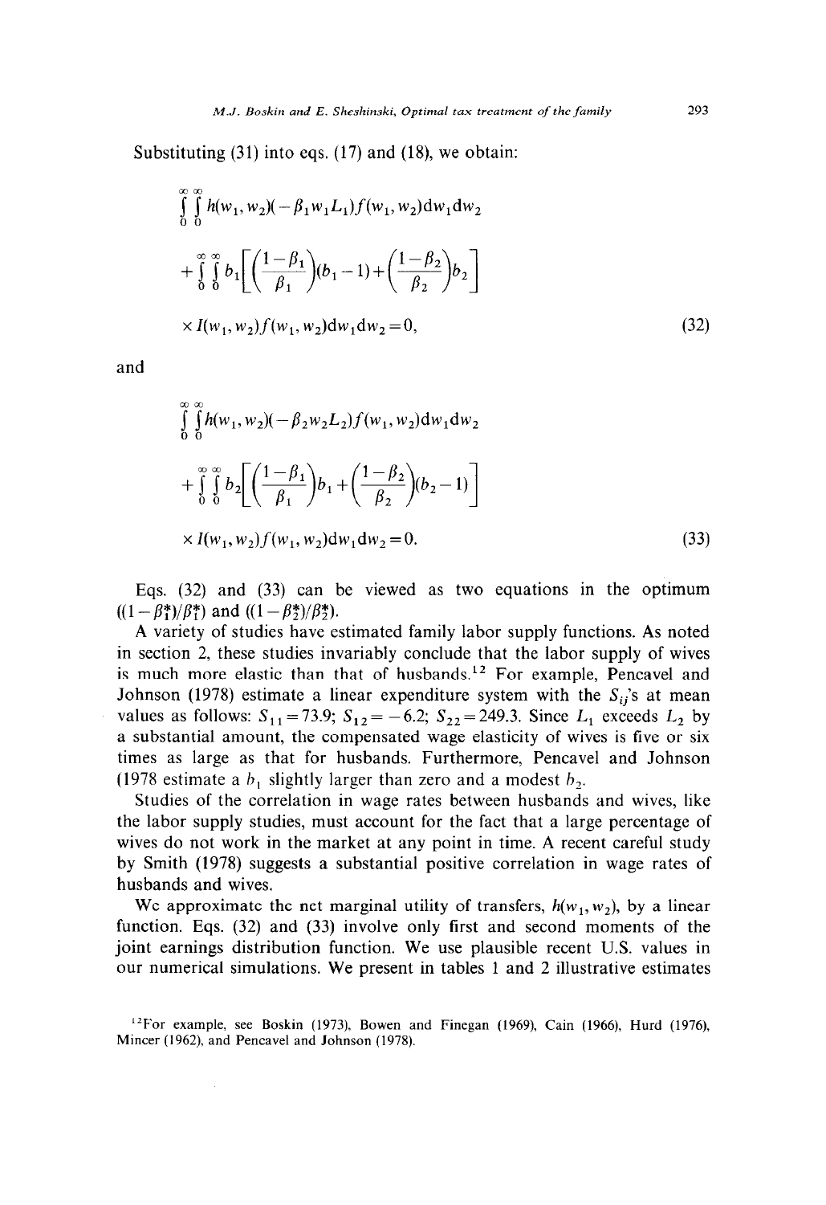Substituting (31) into eqs. (17) and (18), we obtain:

$$\int_0^\infty \int_0^\infty h(w_1, w_2)(-\beta_1 w_1 L_1) f(w_1, w_2) \mathrm{d}w_1 \mathrm{d}w_2$$
$$+ \int_0^\infty \int_0^\infty b_1 \left[ \left( \frac{1-\beta_1}{\beta_1} \right)(b_1 - 1) + \left( \frac{1-\beta_2}{\beta_2} \right) b_2 \right]$$
$$\times I(w_1, w_2) f(w_1, w_2) \mathrm{d}w_1 \mathrm{d}w_2 = 0, \tag{32}$$

and

$$\int_0^\infty \int_0^\infty h(w_1, w_2)(-\beta_2 w_2 L_2) f(w_1, w_2) \mathrm{d}w_1 \mathrm{d}w_2$$
$$+ \int_0^\infty \int_0^\infty b_2 \left[ \left( \frac{1-\beta_1}{\beta_1} \right) b_1 + \left( \frac{1-\beta_2}{\beta_2} \right)(b_2 - 1) \right]$$
$$\times I(w_1, w_2) f(w_1, w_2) \mathrm{d}w_1 \mathrm{d}w_2 = 0. \tag{33}$$

Eqs. (32) and (33) can be viewed as two equations in the optimum $((1-\beta_1^*)/\beta_1^*)$ and $((1-\beta_2^*)/\beta_2^*)$.

A variety of studies have estimated family labor supply functions. As noted in section 2, these studies invariably conclude that the labor supply of wives is much more elastic than that of husbands.[12] For example, Pencavel and Johnson (1978) estimate a linear expenditure system with the $S_{ij}$'s at mean values as follows: $S_{11} = 73.9$; $S_{12} = -6.2$; $S_{22} = 249.3$. Since $L_1$ exceeds $L_2$ by a substantial amount, the compensated wage elasticity of wives is five or six times as large as that for husbands. Furthermore, Pencavel and Johnson (1978 estimate a $b_1$ slightly larger than zero and a modest $b_2$.

Studies of the correlation in wage rates between husbands and wives, like the labor supply studies, must account for the fact that a large percentage of wives do not work in the market at any point in time. A recent careful study by Smith (1978) suggests a substantial positive correlation in wage rates of husbands and wives.

We approximate the net marginal utility of transfers, $h(w_1, w_2)$, by a linear function. Eqs. (32) and (33) involve only first and second moments of the joint earnings distribution function. We use plausible recent U.S. values in our numerical simulations. We present in tables 1 and 2 illustrative estimates

[12] For example, see Boskin (1973), Bowen and Finegan (1969), Cain (1966), Hurd (1976), Mincer (1962), and Pencavel and Johnson (1978).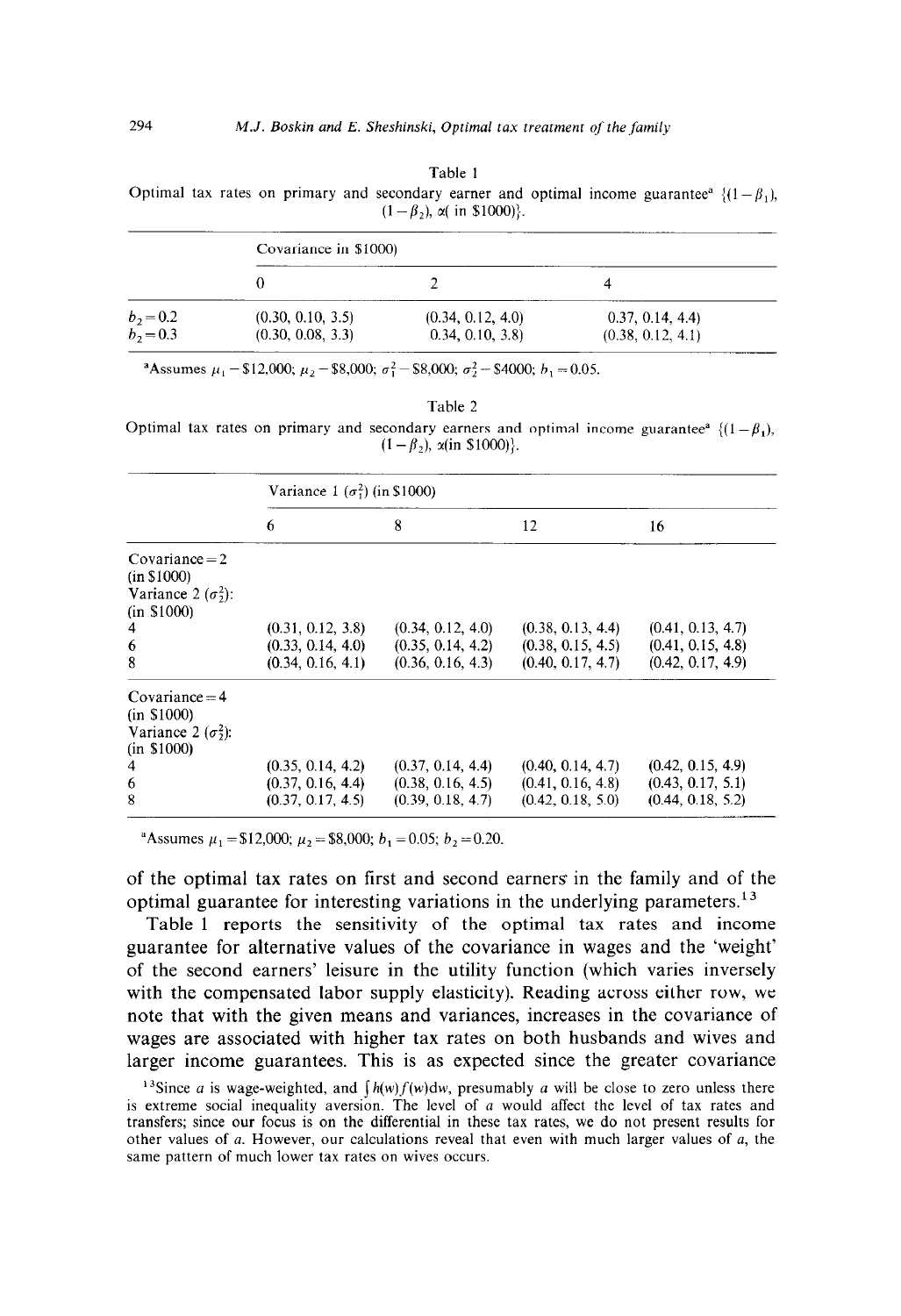Table 1

Optimal tax rates on primary and secondary earner and optimal income guarantee[a] $\{(1-\beta_1), (1-\beta_2), \alpha(\text{ in } \$1000)\}$.

| | Covariance in $1000) | | |
|---|---|---|---|
| | 0 | 2 | 4 |
| $b_2 = 0.2$ | (0.30, 0.10, 3.5) | (0.34, 0.12, 4.0) | 0.37, 0.14, 4.4) |
| $b_2 = 0.3$ | (0.30, 0.08, 3.3) | 0.34, 0.10, 3.8) | (0.38, 0.12, 4.1) |

[a]Assumes $\mu_1 - \$12{,}000$; $\mu_2 - \$8{,}000$; $\sigma_1^2 - \$8{,}000$; $\sigma_2^2 - \$4000$; $b_1 = 0.05$.

Table 2

Optimal tax rates on primary and secondary earners and optimal income guarantee[a] $\{(1-\beta_1), (1-\beta_2), \alpha(\text{in } \$1000)\}$.

| | Variance 1 ($\sigma_1^2$) (in $1000) | | | |
|---|---|---|---|---|
| | 6 | 8 | 12 | 16 |
| Covariance = 2 (in $1000) Variance 2 ($\sigma_2^2$): (in $1000) | | | | |
| 4 | (0.31, 0.12, 3.8) | (0.34, 0.12, 4.0) | (0.38, 0.13, 4.4) | (0.41, 0.13, 4.7) |
| 6 | (0.33, 0.14, 4.0) | (0.35, 0.14, 4.2) | (0.38, 0.15, 4.5) | (0.41, 0.15, 4.8) |
| 8 | (0.34, 0.16, 4.1) | (0.36, 0.16, 4.3) | (0.40, 0.17, 4.7) | (0.42, 0.17, 4.9) |
| Covariance = 4 (in $1000) Variance 2 ($\sigma_2^2$): (in $1000) | | | | |
| 4 | (0.35, 0.14, 4.2) | (0.37, 0.14, 4.4) | (0.40, 0.14, 4.7) | (0.42, 0.15, 4.9) |
| 6 | (0.37, 0.16, 4.4) | (0.38, 0.16, 4.5) | (0.41, 0.16, 4.8) | (0.43, 0.17, 5.1) |
| 8 | (0.37, 0.17, 4.5) | (0.39, 0.18, 4.7) | (0.42, 0.18, 5.0) | (0.44, 0.18, 5.2) |

[a]Assumes $\mu_1 = \$12{,}000$; $\mu_2 = \$8{,}000$; $b_1 = 0.05$; $b_2 = 0.20$.

of the optimal tax rates on first and second earners in the family and of the optimal guarantee for interesting variations in the underlying parameters.[13]

Table 1 reports the sensitivity of the optimal tax rates and income guarantee for alternative values of the covariance in wages and the 'weight' of the second earners' leisure in the utility function (which varies inversely with the compensated labor supply elasticity). Reading across either row, we note that with the given means and variances, increases in the covariance of wages are associated with higher tax rates on both husbands and wives and larger income guarantees. This is as expected since the greater covariance

[13]Since $a$ is wage-weighted, and $\int h(w)f(w)\mathrm{d}w$, presumably $a$ will be close to zero unless there is extreme social inequality aversion. The level of $a$ would affect the level of tax rates and transfers; since our focus is on the differential in these tax rates, we do not present results for other values of $a$. However, our calculations reveal that even with much larger values of $a$, the same pattern of much lower tax rates on wives occurs.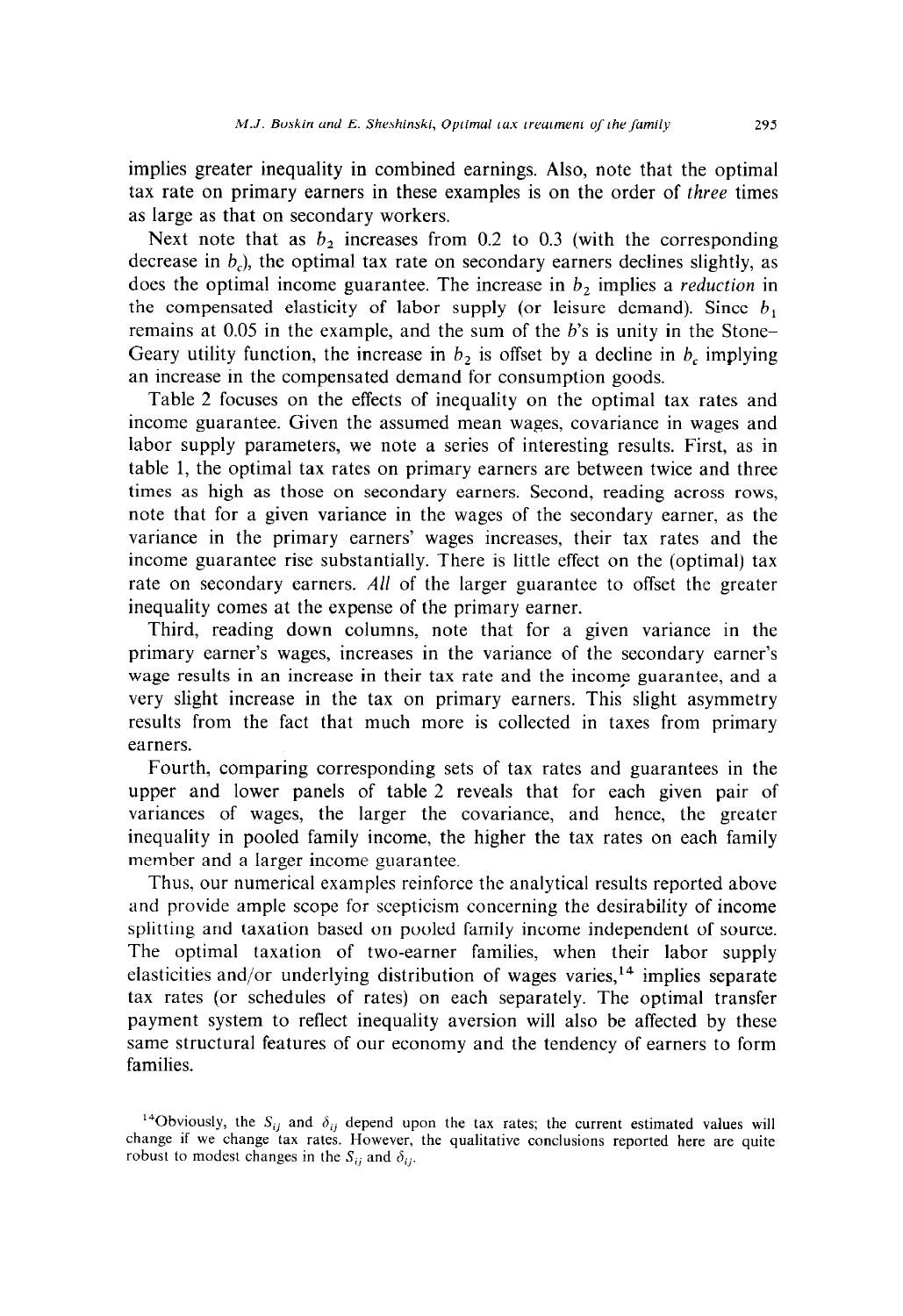implies greater inequality in combined earnings. Also, note that the optimal tax rate on primary earners in these examples is on the order of *three* times as large as that on secondary workers.

Next note that as $b_2$ increases from 0.2 to 0.3 (with the corresponding decrease in $b_c$), the optimal tax rate on secondary earners declines slightly, as does the optimal income guarantee. The increase in $b_2$ implies a *reduction* in the compensated elasticity of labor supply (or leisure demand). Since $b_1$ remains at 0.05 in the example, and the sum of the $b$'s is unity in the Stone–Geary utility function, the increase in $b_2$ is offset by a decline in $b_c$ implying an increase in the compensated demand for consumption goods.

Table 2 focuses on the effects of inequality on the optimal tax rates and income guarantee. Given the assumed mean wages, covariance in wages and labor supply parameters, we note a series of interesting results. First, as in table 1, the optimal tax rates on primary earners are between twice and three times as high as those on secondary earners. Second, reading across rows, note that for a given variance in the wages of the secondary earner, as the variance in the primary earners' wages increases, their tax rates and the income guarantee rise substantially. There is little effect on the (optimal) tax rate on secondary earners. *All* of the larger guarantee to offset the greater inequality comes at the expense of the primary earner.

Third, reading down columns, note that for a given variance in the primary earner's wages, increases in the variance of the secondary earner's wage results in an increase in their tax rate and the income guarantee, and a very slight increase in the tax on primary earners. This slight asymmetry results from the fact that much more is collected in taxes from primary earners.

Fourth, comparing corresponding sets of tax rates and guarantees in the upper and lower panels of table 2 reveals that for each given pair of variances of wages, the larger the covariance, and hence, the greater inequality in pooled family income, the higher the tax rates on each family member and a larger income guarantee.

Thus, our numerical examples reinforce the analytical results reported above and provide ample scope for scepticism concerning the desirability of income splitting and taxation based on pooled family income independent of source. The optimal taxation of two-earner families, when their labor supply elasticities and/or underlying distribution of wages varies,[14] implies separate tax rates (or schedules of rates) on each separately. The optimal transfer payment system to reflect inequality aversion will also be affected by these same structural features of our economy and the tendency of earners to form families.

[14]Obviously, the $S_{ij}$ and $\delta_{ij}$ depend upon the tax rates; the current estimated values will change if we change tax rates. However, the qualitative conclusions reported here are quite robust to modest changes in the $S_{ij}$ and $\delta_{ij}$.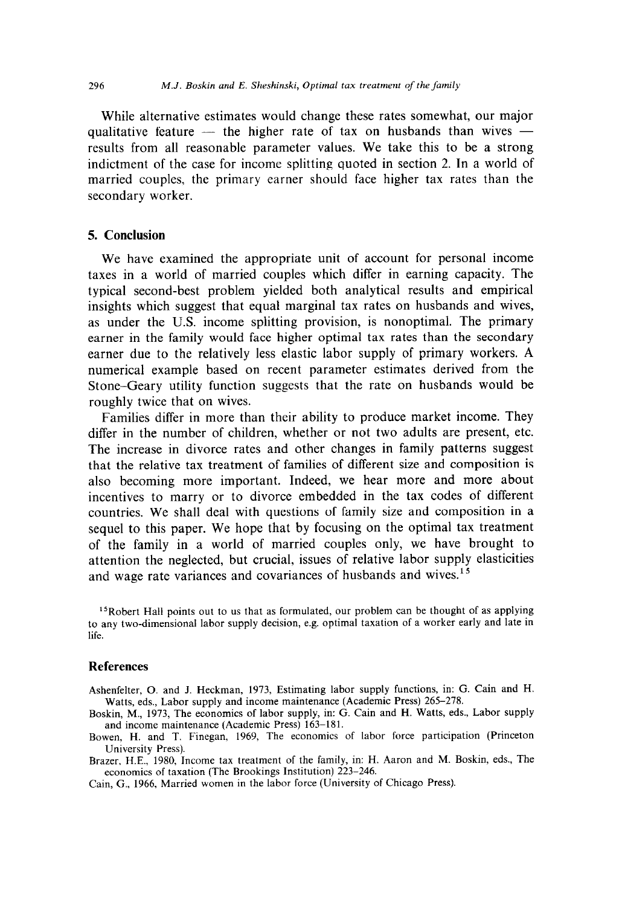While alternative estimates would change these rates somewhat, our major qualitative feature — the higher rate of tax on husbands than wives — results from all reasonable parameter values. We take this to be a strong indictment of the case for income splitting quoted in section 2. In a world of married couples, the primary earner should face higher tax rates than the secondary worker.

## 5. Conclusion

We have examined the appropriate unit of account for personal income taxes in a world of married couples which differ in earning capacity. The typical second-best problem yielded both analytical results and empirical insights which suggest that equal marginal tax rates on husbands and wives, as under the U.S. income splitting provision, is nonoptimal. The primary earner in the family would face higher optimal tax rates than the secondary earner due to the relatively less elastic labor supply of primary workers. A numerical example based on recent parameter estimates derived from the Stone–Geary utility function suggests that the rate on husbands would be roughly twice that on wives.

Families differ in more than their ability to produce market income. They differ in the number of children, whether or not two adults are present, etc. The increase in divorce rates and other changes in family patterns suggest that the relative tax treatment of families of different size and composition is also becoming more important. Indeed, we hear more and more about incentives to marry or to divorce embedded in the tax codes of different countries. We shall deal with questions of family size and composition in a sequel to this paper. We hope that by focusing on the optimal tax treatment of the family in a world of married couples only, we have brought to attention the neglected, but crucial, issues of relative labor supply elasticities and wage rate variances and covariances of husbands and wives.[15]

[15] Robert Hall points out to us that as formulated, our problem can be thought of as applying to any two-dimensional labor supply decision, e.g. optimal taxation of a worker early and late in life.

## References

Ashenfelter, O. and J. Heckman, 1973, Estimating labor supply functions, in: G. Cain and H. Watts, eds., Labor supply and income maintenance (Academic Press) 265–278.

Boskin, M., 1973, The economics of labor supply, in: G. Cain and H. Watts, eds., Labor supply and income maintenance (Academic Press) 163–181.

Bowen, H. and T. Finegan, 1969, The economics of labor force participation (Princeton University Press).

Brazer, H.E., 1980, Income tax treatment of the family, in: H. Aaron and M. Boskin, eds., The economics of taxation (The Brookings Institution) 223–246.

Cain, G., 1966, Married women in the labor force (University of Chicago Press).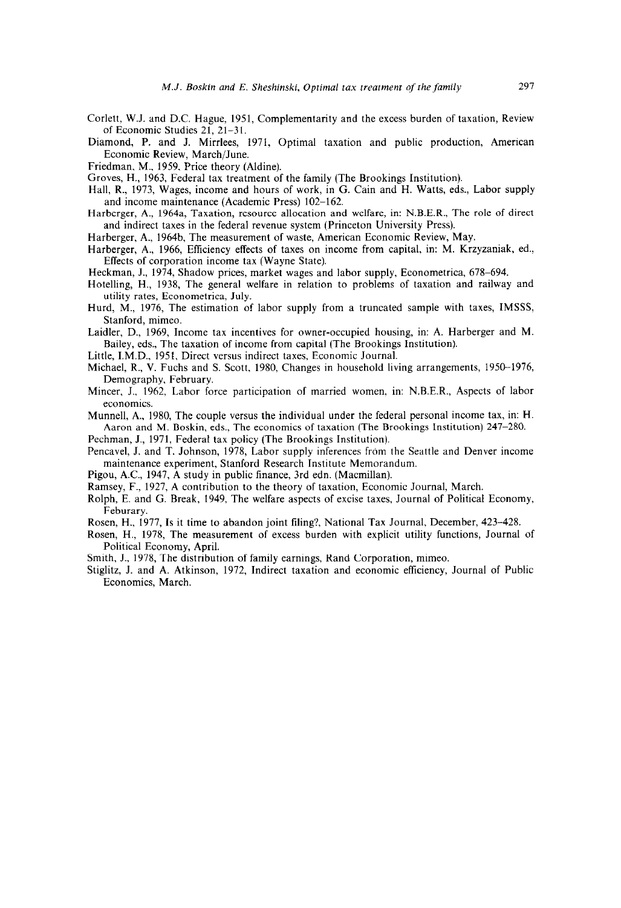Corlett, W.J. and D.C. Hague, 1951, Complementarity and the excess burden of taxation, Review of Economic Studies 21, 21–31.

Diamond, P. and J. Mirrlees, 1971, Optimal taxation and public production, American Economic Review, March/June.

Friedman, M., 1959, Price theory (Aldine).

Groves, H., 1963, Federal tax treatment of the family (The Brookings Institution).

Hall, R., 1973, Wages, income and hours of work, in G. Cain and H. Watts, eds., Labor supply and income maintenance (Academic Press) 102–162.

Harberger, A., 1964a, Taxation, resource allocation and welfare, in: N.B.E.R., The role of direct and indirect taxes in the federal revenue system (Princeton University Press).

Harberger, A., 1964b, The measurement of waste, American Economic Review, May.

Harberger, A., 1966, Efficiency effects of taxes on income from capital, in: M. Krzyzaniak, ed., Effects of corporation income tax (Wayne State).

Heckman, J., 1974, Shadow prices, market wages and labor supply, Econometrica, 678–694.

Hotelling, H., 1938, The general welfare in relation to problems of taxation and railway and utility rates, Econometrica, July.

Hurd, M., 1976, The estimation of labor supply from a truncated sample with taxes, IMSSS, Stanford, mimeo.

Laidler, D., 1969, Income tax incentives for owner-occupied housing, in: A. Harberger and M. Bailey, eds., The taxation of income from capital (The Brookings Institution).

Little, I.M.D., 1951, Direct versus indirect taxes, Economic Journal.

Michael, R., V. Fuchs and S. Scott, 1980, Changes in household living arrangements, 1950–1976, Demography, February.

Mincer, J., 1962, Labor force participation of married women, in: N.B.E.R., Aspects of labor economics.

Munnell, A., 1980, The couple versus the individual under the federal personal income tax, in: H. Aaron and M. Boskin, eds., The economics of taxation (The Brookings Institution) 247–280.

Pechman, J., 1971, Federal tax policy (The Brookings Institution).

Pencavel, J. and T. Johnson, 1978, Labor supply inferences from the Seattle and Denver income maintenance experiment, Stanford Research Institute Memorandum.

Pigou, A.C., 1947, A study in public finance, 3rd edn. (Macmillan).

Ramsey, F., 1927, A contribution to the theory of taxation, Economic Journal, March.

Rolph, E. and G. Break, 1949, The welfare aspects of excise taxes, Journal of Political Economy, Feburary.

Rosen, H., 1977, Is it time to abandon joint filing?, National Tax Journal, December, 423–428.

Rosen, H., 1978, The measurement of excess burden with explicit utility functions, Journal of Political Economy, April.

Smith, J., 1978, The distribution of family earnings, Rand Corporation, mimeo.

Stiglitz, J. and A. Atkinson, 1972, Indirect taxation and economic efficiency, Journal of Public Economics, March.